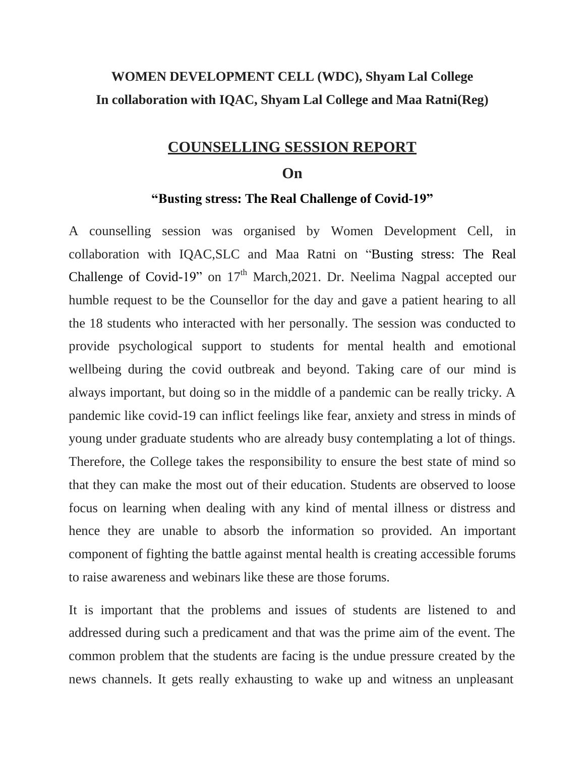**WOMEN DEVELOPMENT CELL (WDC), Shyam Lal College**
**In collaboration with IQAC, Shyam Lal College and Maa Ratni(Reg)**

# COUNSELLING SESSION REPORT

## On

### "Busting stress: The Real Challenge of Covid-19"

A counselling session was organised by Women Development Cell, in collaboration with IQAC,SLC and Maa Ratni on "Busting stress: The Real Challenge of Covid-19" on 17th March,2021. Dr. Neelima Nagpal accepted our humble request to be the Counsellor for the day and gave a patient hearing to all the 18 students who interacted with her personally. The session was conducted to provide psychological support to students for mental health and emotional wellbeing during the covid outbreak and beyond. Taking care of our mind is always important, but doing so in the middle of a pandemic can be really tricky. A pandemic like covid-19 can inflict feelings like fear, anxiety and stress in minds of young under graduate students who are already busy contemplating a lot of things. Therefore, the College takes the responsibility to ensure the best state of mind so that they can make the most out of their education. Students are observed to loose focus on learning when dealing with any kind of mental illness or distress and hence they are unable to absorb the information so provided. An important component of fighting the battle against mental health is creating accessible forums to raise awareness and webinars like these are those forums.

It is important that the problems and issues of students are listened to and addressed during such a predicament and that was the prime aim of the event. The common problem that the students are facing is the undue pressure created by the news channels. It gets really exhausting to wake up and witness an unpleasant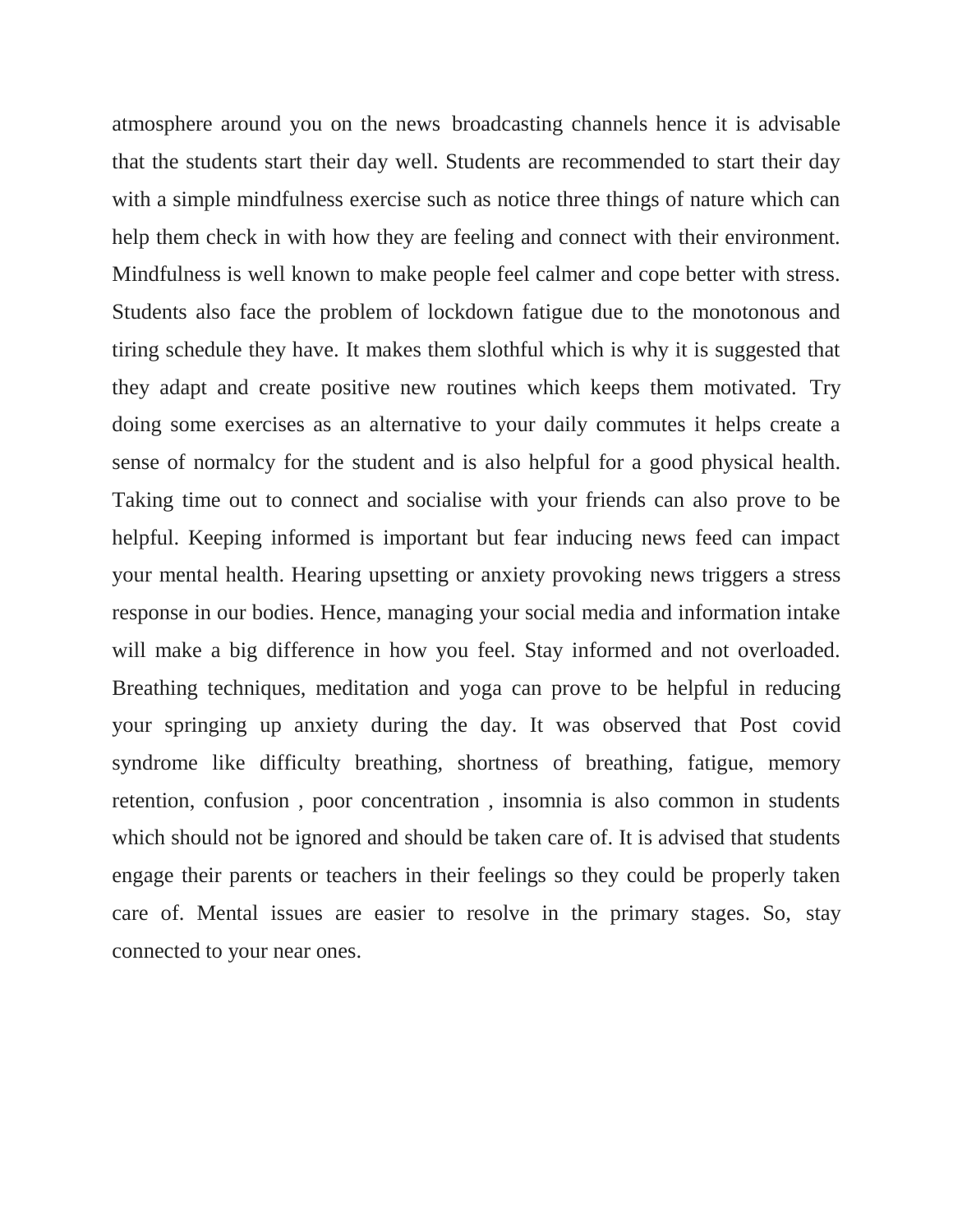atmosphere around you on the news broadcasting channels hence it is advisable that the students start their day well. Students are recommended to start their day with a simple mindfulness exercise such as notice three things of nature which can help them check in with how they are feeling and connect with their environment. Mindfulness is well known to make people feel calmer and cope better with stress. Students also face the problem of lockdown fatigue due to the monotonous and tiring schedule they have. It makes them slothful which is why it is suggested that they adapt and create positive new routines which keeps them motivated. Try doing some exercises as an alternative to your daily commutes it helps create a sense of normalcy for the student and is also helpful for a good physical health. Taking time out to connect and socialise with your friends can also prove to be helpful. Keeping informed is important but fear inducing news feed can impact your mental health. Hearing upsetting or anxiety provoking news triggers a stress response in our bodies. Hence, managing your social media and information intake will make a big difference in how you feel. Stay informed and not overloaded. Breathing techniques, meditation and yoga can prove to be helpful in reducing your springing up anxiety during the day. It was observed that Post covid syndrome like difficulty breathing, shortness of breathing, fatigue, memory retention, confusion , poor concentration , insomnia is also common in students which should not be ignored and should be taken care of. It is advised that students engage their parents or teachers in their feelings so they could be properly taken care of. Mental issues are easier to resolve in the primary stages. So, stay connected to your near ones.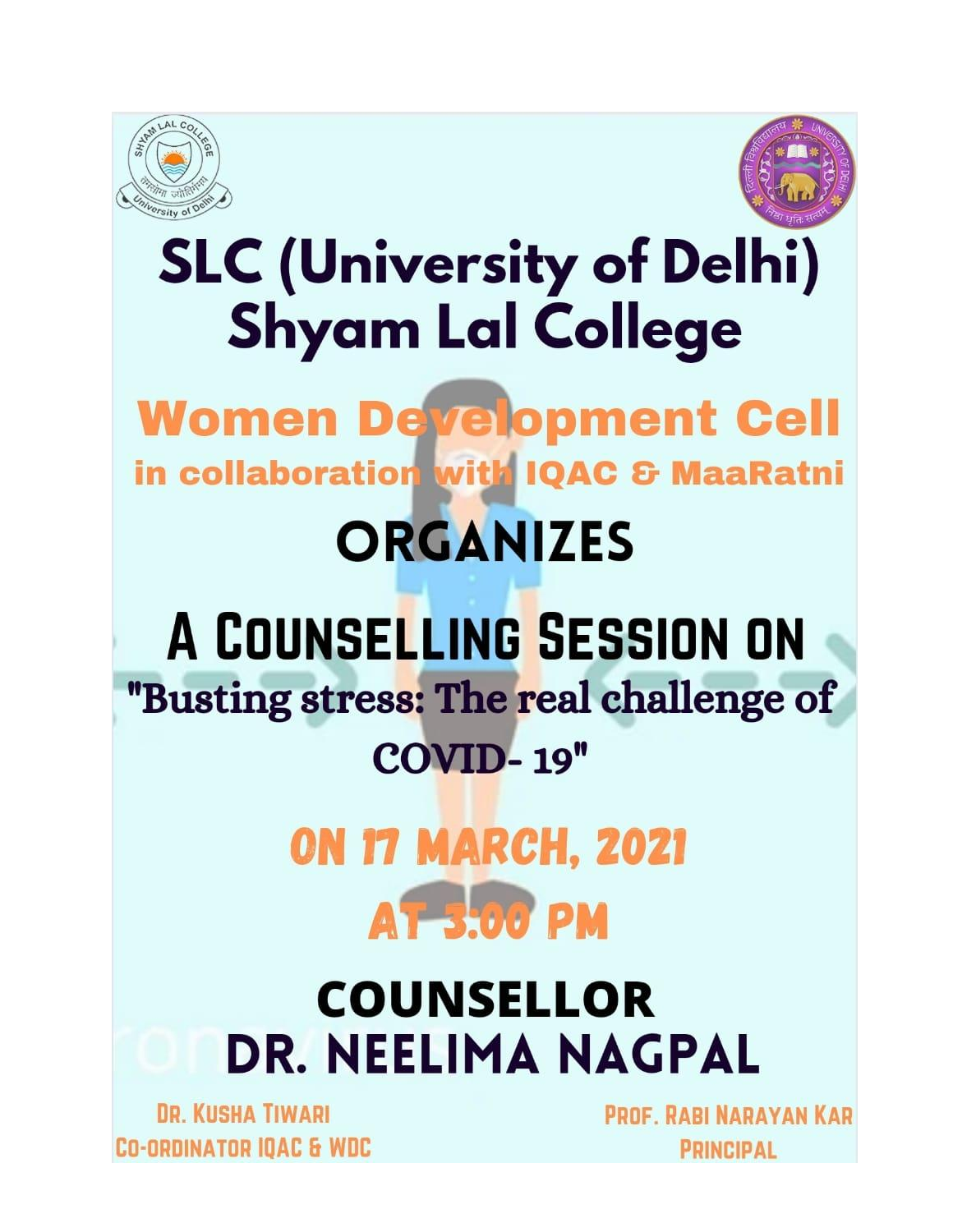# SLC (University of Delhi)
# Shyam Lal College

## Women Development Cell

in collaboration with IQAC & MaaRatni

## ORGANIZES

## A COUNSELLING SESSION ON

"Busting stress: The real challenge of COVID- 19"

**ON 17 MARCH, 2021**

**AT 3:00 PM**

**COUNSELLOR**

**DR. NEELIMA NAGPAL**

DR. KUSHA TIWARI
CO-ORDINATOR IQAC & WDC

PROF. RABI NARAYAN KAR
PRINCIPAL